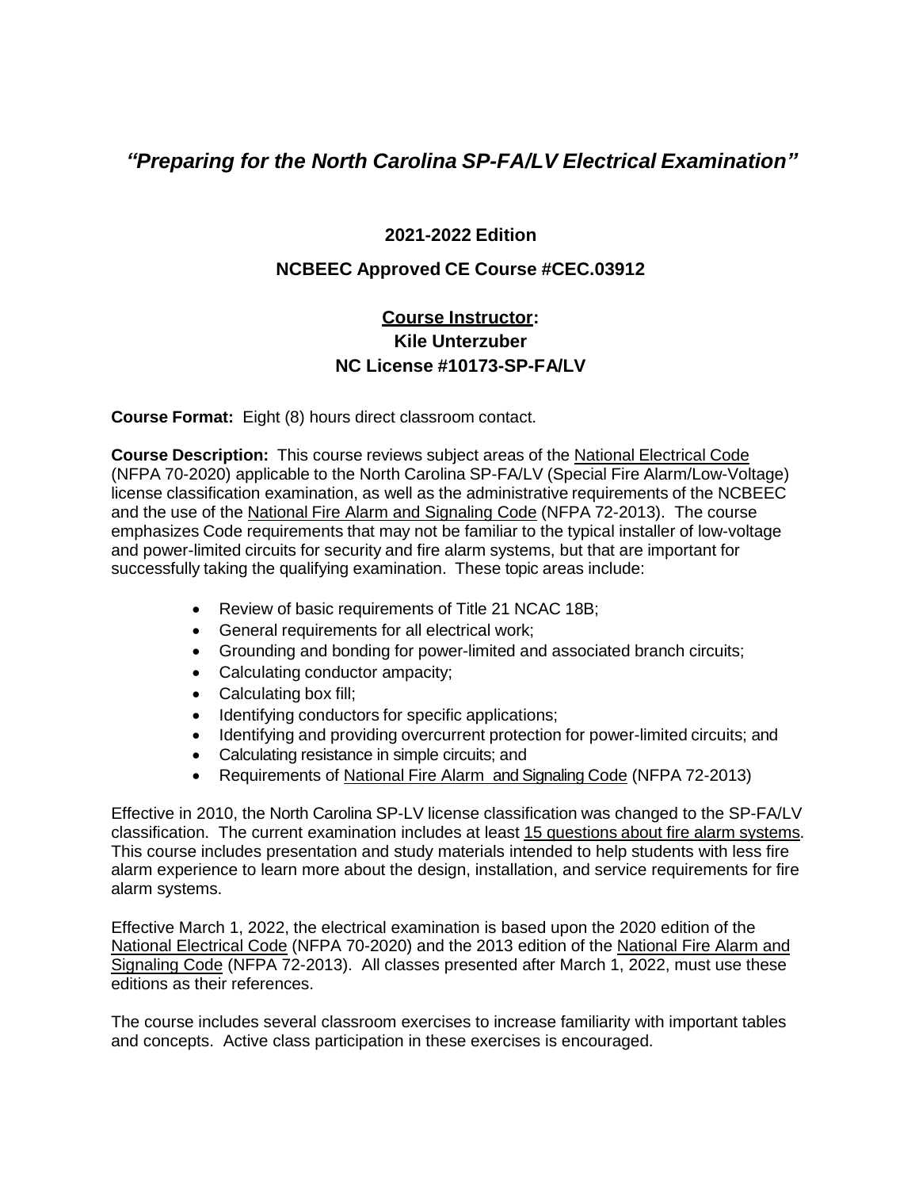# *"Preparing for the North Carolina SP-FA/LV Electrical Examination"*

**2021-2022 Edition**

**NCBEEC Approved CE Course #CEC.03912**

**Course Instructor:**
**Kile Unterzuber**
**NC License #10173-SP-FA/LV**

**Course Format:** Eight (8) hours direct classroom contact.

**Course Description:** This course reviews subject areas of the National Electrical Code (NFPA 70-2020) applicable to the North Carolina SP-FA/LV (Special Fire Alarm/Low-Voltage) license classification examination, as well as the administrative requirements of the NCBEEC and the use of the National Fire Alarm and Signaling Code (NFPA 72-2013). The course emphasizes Code requirements that may not be familiar to the typical installer of low-voltage and power-limited circuits for security and fire alarm systems, but that are important for successfully taking the qualifying examination. These topic areas include:

- Review of basic requirements of Title 21 NCAC 18B;
- General requirements for all electrical work;
- Grounding and bonding for power-limited and associated branch circuits;
- Calculating conductor ampacity;
- Calculating box fill;
- Identifying conductors for specific applications;
- Identifying and providing overcurrent protection for power-limited circuits; and
- Calculating resistance in simple circuits; and
- Requirements of National Fire Alarm and Signaling Code (NFPA 72-2013)

Effective in 2010, the North Carolina SP-LV license classification was changed to the SP-FA/LV classification. The current examination includes at least 15 questions about fire alarm systems. This course includes presentation and study materials intended to help students with less fire alarm experience to learn more about the design, installation, and service requirements for fire alarm systems.

Effective March 1, 2022, the electrical examination is based upon the 2020 edition of the National Electrical Code (NFPA 70-2020) and the 2013 edition of the National Fire Alarm and Signaling Code (NFPA 72-2013). All classes presented after March 1, 2022, must use these editions as their references.

The course includes several classroom exercises to increase familiarity with important tables and concepts. Active class participation in these exercises is encouraged.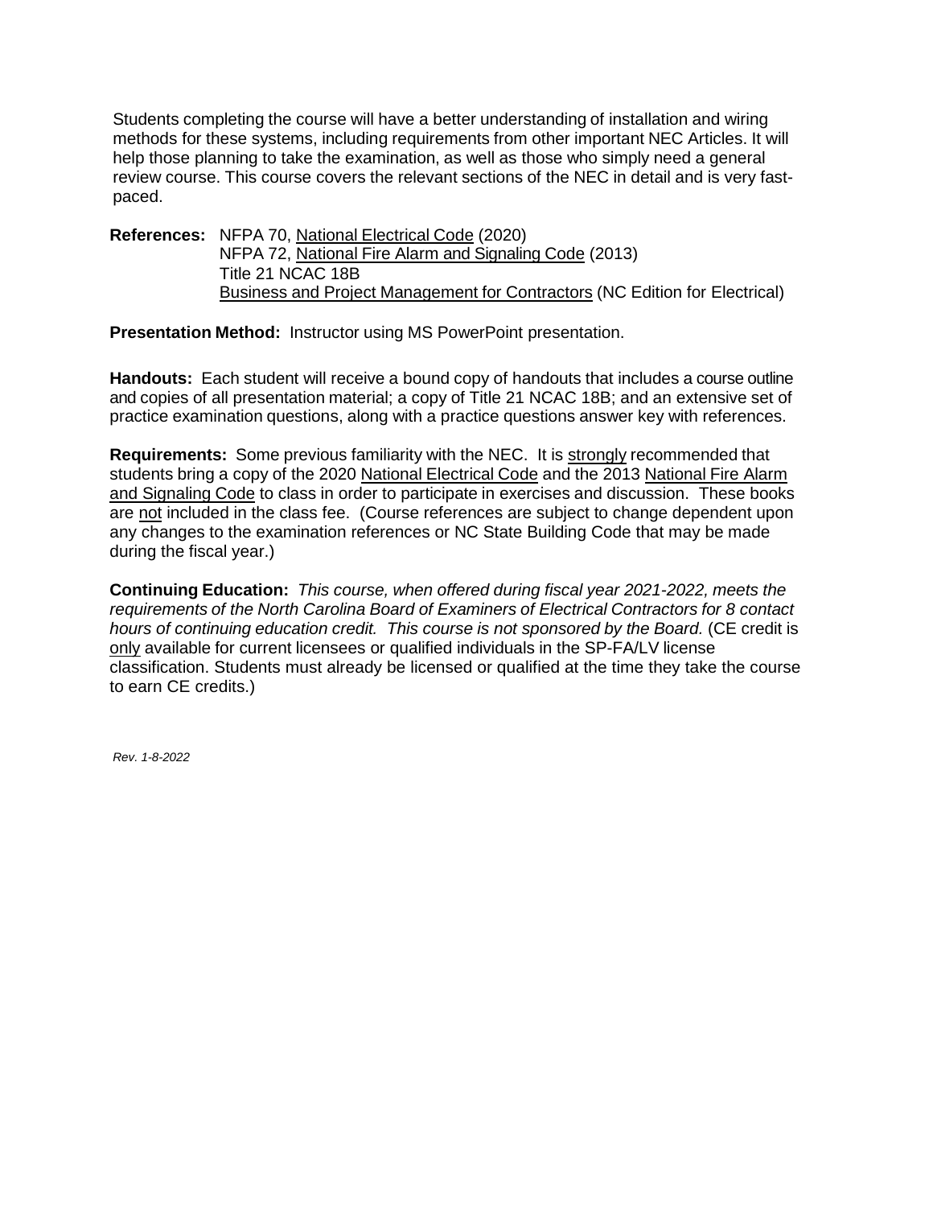Students completing the course will have a better understanding of installation and wiring methods for these systems, including requirements from other important NEC Articles. It will help those planning to take the examination, as well as those who simply need a general review course. This course covers the relevant sections of the NEC in detail and is very fast-paced.

**References:** NFPA 70, National Electrical Code (2020)
NFPA 72, National Fire Alarm and Signaling Code (2013)
Title 21 NCAC 18B
Business and Project Management for Contractors (NC Edition for Electrical)

**Presentation Method:** Instructor using MS PowerPoint presentation.

**Handouts:** Each student will receive a bound copy of handouts that includes a course outline and copies of all presentation material; a copy of Title 21 NCAC 18B; and an extensive set of practice examination questions, along with a practice questions answer key with references.

**Requirements:** Some previous familiarity with the NEC. It is strongly recommended that students bring a copy of the 2020 National Electrical Code and the 2013 National Fire Alarm and Signaling Code to class in order to participate in exercises and discussion. These books are not included in the class fee. (Course references are subject to change dependent upon any changes to the examination references or NC State Building Code that may be made during the fiscal year.)

**Continuing Education:** *This course, when offered during fiscal year 2021-2022, meets the requirements of the North Carolina Board of Examiners of Electrical Contractors for 8 contact hours of continuing education credit. This course is not sponsored by the Board.* (CE credit is only available for current licensees or qualified individuals in the SP-FA/LV license classification. Students must already be licensed or qualified at the time they take the course to earn CE credits.)

*Rev. 1-8-2022*